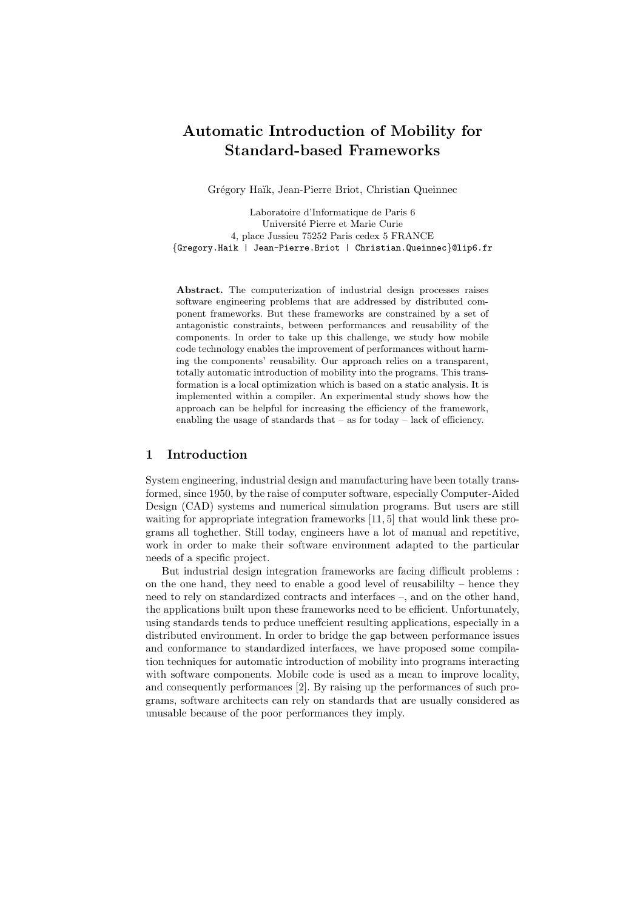# Automatic Introduction of Mobility for Standard-based Frameworks

Grégory Haïk, Jean-Pierre Briot, Christian Queinnec

Laboratoire d'Informatique de Paris 6
Université Pierre et Marie Curie
4, place Jussieu 75252 Paris cedex 5 FRANCE
{Gregory.Haik | Jean-Pierre.Briot | Christian.Queinnec}@lip6.fr

**Abstract.** The computerization of industrial design processes raises software engineering problems that are addressed by distributed component frameworks. But these frameworks are constrained by a set of antagonistic constraints, between performances and reusability of the components. In order to take up this challenge, we study how mobile code technology enables the improvement of performances without harming the components' reusability. Our approach relies on a transparent, totally automatic introduction of mobility into the programs. This transformation is a local optimization which is based on a static analysis. It is implemented within a compiler. An experimental study shows how the approach can be helpful for increasing the efficiency of the framework, enabling the usage of standards that – as for today – lack of efficiency.

## 1 Introduction

System engineering, industrial design and manufacturing have been totally transformed, since 1950, by the raise of computer software, especially Computer-Aided Design (CAD) systems and numerical simulation programs. But users are still waiting for appropriate integration frameworks [11, 5] that would link these programs all toghether. Still today, engineers have a lot of manual and repetitive, work in order to make their software environment adapted to the particular needs of a specific project.

But industrial design integration frameworks are facing difficult problems : on the one hand, they need to enable a good level of reusabililty – hence they need to rely on standardized contracts and interfaces –, and on the other hand, the applications built upon these frameworks need to be efficient. Unfortunately, using standards tends to prduce uneffcient resulting applications, especially in a distributed environment. In order to bridge the gap between performance issues and conformance to standardized interfaces, we have proposed some compilation techniques for automatic introduction of mobility into programs interacting with software components. Mobile code is used as a mean to improve locality, and consequently performances [2]. By raising up the performances of such programs, software architects can rely on standards that are usually considered as unusable because of the poor performances they imply.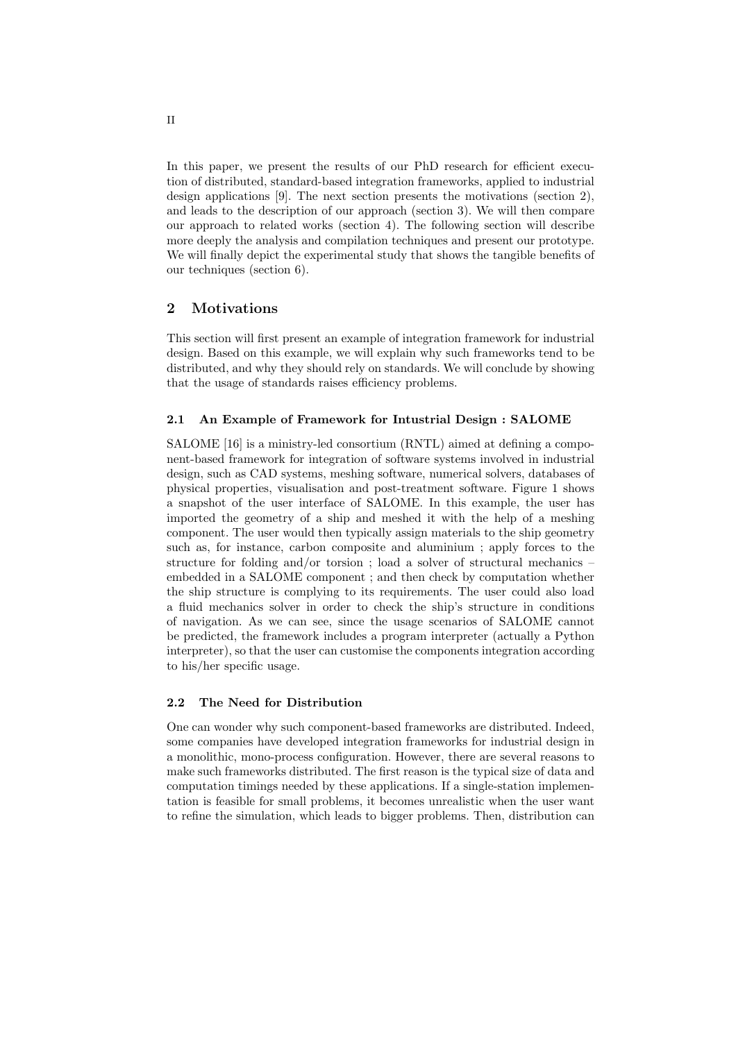In this paper, we present the results of our PhD research for efficient execution of distributed, standard-based integration frameworks, applied to industrial design applications [9]. The next section presents the motivations (section 2), and leads to the description of our approach (section 3). We will then compare our approach to related works (section 4). The following section will describe more deeply the analysis and compilation techniques and present our prototype. We will finally depict the experimental study that shows the tangible benefits of our techniques (section 6).

## 2 Motivations

This section will first present an example of integration framework for industrial design. Based on this example, we will explain why such frameworks tend to be distributed, and why they should rely on standards. We will conclude by showing that the usage of standards raises efficiency problems.

### 2.1 An Example of Framework for Intustrial Design : SALOME

SALOME [16] is a ministry-led consortium (RNTL) aimed at defining a component-based framework for integration of software systems involved in industrial design, such as CAD systems, meshing software, numerical solvers, databases of physical properties, visualisation and post-treatment software. Figure 1 shows a snapshot of the user interface of SALOME. In this example, the user has imported the geometry of a ship and meshed it with the help of a meshing component. The user would then typically assign materials to the ship geometry such as, for instance, carbon composite and aluminium ; apply forces to the structure for folding and/or torsion ; load a solver of structural mechanics – embedded in a SALOME component ; and then check by computation whether the ship structure is complying to its requirements. The user could also load a fluid mechanics solver in order to check the ship's structure in conditions of navigation. As we can see, since the usage scenarios of SALOME cannot be predicted, the framework includes a program interpreter (actually a Python interpreter), so that the user can customise the components integration according to his/her specific usage.

### 2.2 The Need for Distribution

One can wonder why such component-based frameworks are distributed. Indeed, some companies have developed integration frameworks for industrial design in a monolithic, mono-process configuration. However, there are several reasons to make such frameworks distributed. The first reason is the typical size of data and computation timings needed by these applications. If a single-station implementation is feasible for small problems, it becomes unrealistic when the user want to refine the simulation, which leads to bigger problems. Then, distribution can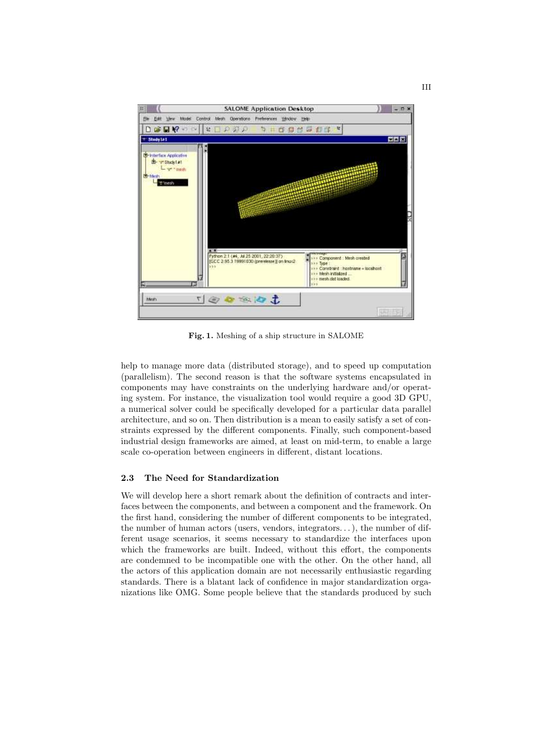Fig. 1. Meshing of a ship structure in SALOME

help to manage more data (distributed storage), and to speed up computation (parallelism). The second reason is that the software systems encapsulated in components may have constraints on the underlying hardware and/or operating system. For instance, the visualization tool would require a good 3D GPU, a numerical solver could be specifically developed for a particular data parallel architecture, and so on. Then distribution is a mean to easily satisfy a set of constraints expressed by the different components. Finally, such component-based industrial design frameworks are aimed, at least on mid-term, to enable a large scale co-operation between engineers in different, distant locations.

### 2.3 The Need for Standardization

We will develop here a short remark about the definition of contracts and interfaces between the components, and between a component and the framework. On the first hand, considering the number of different components to be integrated, the number of human actors (users, vendors, integrators. . . ), the number of different usage scenarios, it seems necessary to standardize the interfaces upon which the frameworks are built. Indeed, without this effort, the components are condemned to be incompatible one with the other. On the other hand, all the actors of this application domain are not necessarily enthusiastic regarding standards. There is a blatant lack of confidence in major standardization organizations like OMG. Some people believe that the standards produced by such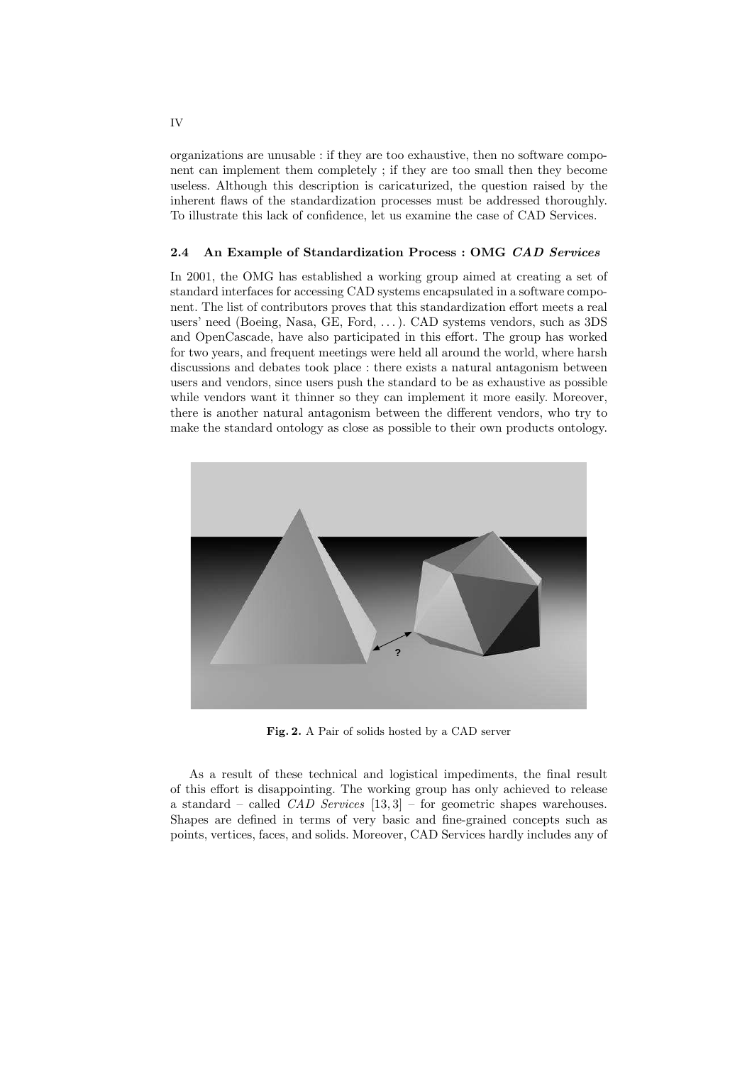organizations are unusable : if they are too exhaustive, then no software component can implement them completely ; if they are too small then they become useless. Although this description is caricaturized, the question raised by the inherent flaws of the standardization processes must be addressed thoroughly. To illustrate this lack of confidence, let us examine the case of CAD Services.

### 2.4 An Example of Standardization Process : OMG *CAD Services*

In 2001, the OMG has established a working group aimed at creating a set of standard interfaces for accessing CAD systems encapsulated in a software component. The list of contributors proves that this standardization effort meets a real users' need (Boeing, Nasa, GE, Ford, . . . ). CAD systems vendors, such as 3DS and OpenCascade, have also participated in this effort. The group has worked for two years, and frequent meetings were held all around the world, where harsh discussions and debates took place : there exists a natural antagonism between users and vendors, since users push the standard to be as exhaustive as possible while vendors want it thinner so they can implement it more easily. Moreover, there is another natural antagonism between the different vendors, who try to make the standard ontology as close as possible to their own products ontology.

**Fig. 2.** A Pair of solids hosted by a CAD server

As a result of these technical and logistical impediments, the final result of this effort is disappointing. The working group has only achieved to release a standard – called *CAD Services* [13, 3] – for geometric shapes warehouses. Shapes are defined in terms of very basic and fine-grained concepts such as points, vertices, faces, and solids. Moreover, CAD Services hardly includes any of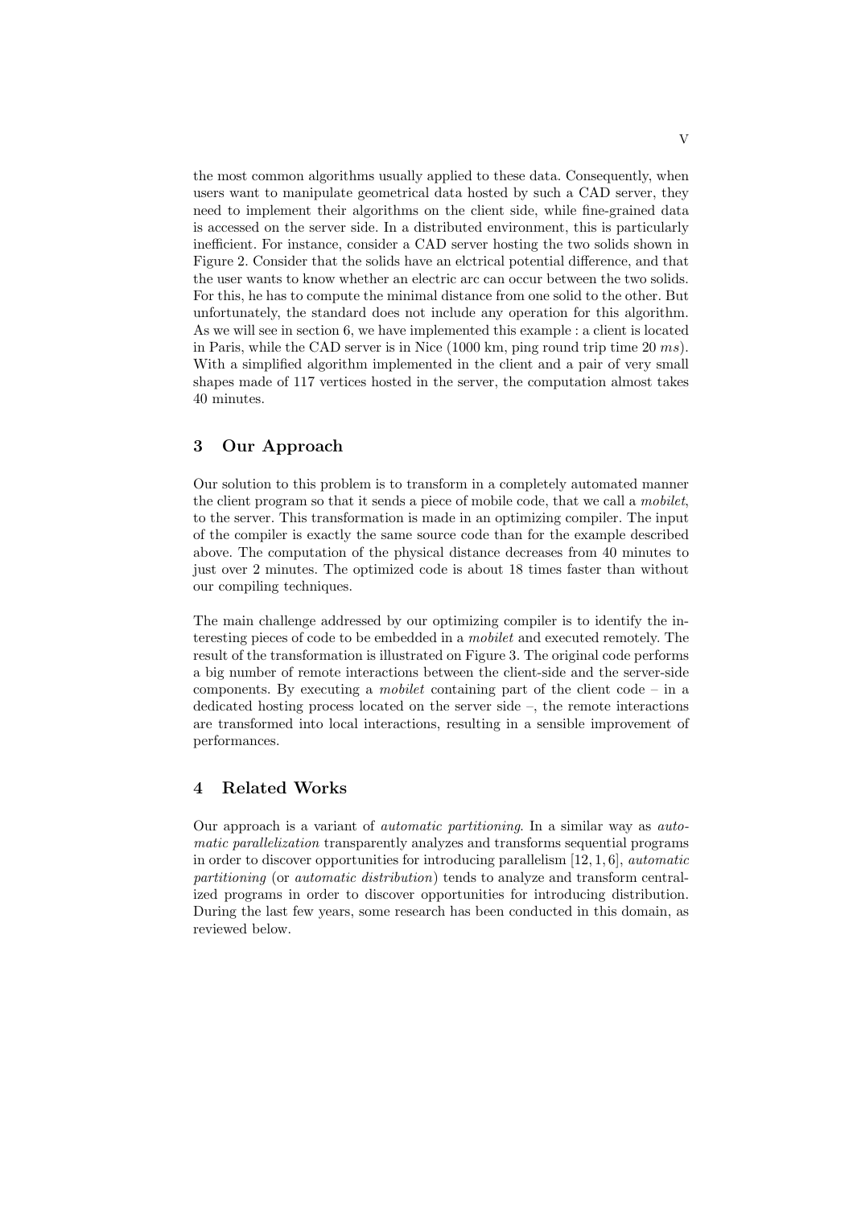the most common algorithms usually applied to these data. Consequently, when users want to manipulate geometrical data hosted by such a CAD server, they need to implement their algorithms on the client side, while fine-grained data is accessed on the server side. In a distributed environment, this is particularly inefficient. For instance, consider a CAD server hosting the two solids shown in Figure 2. Consider that the solids have an elctrical potential difference, and that the user wants to know whether an electric arc can occur between the two solids. For this, he has to compute the minimal distance from one solid to the other. But unfortunately, the standard does not include any operation for this algorithm. As we will see in section 6, we have implemented this example : a client is located in Paris, while the CAD server is in Nice (1000 km, ping round trip time 20 $ms$). With a simplified algorithm implemented in the client and a pair of very small shapes made of 117 vertices hosted in the server, the computation almost takes 40 minutes.

## 3 Our Approach

Our solution to this problem is to transform in a completely automated manner the client program so that it sends a piece of mobile code, that we call a *mobilet*, to the server. This transformation is made in an optimizing compiler. The input of the compiler is exactly the same source code than for the example described above. The computation of the physical distance decreases from 40 minutes to just over 2 minutes. The optimized code is about 18 times faster than without our compiling techniques.

The main challenge addressed by our optimizing compiler is to identify the interesting pieces of code to be embedded in a *mobilet* and executed remotely. The result of the transformation is illustrated on Figure 3. The original code performs a big number of remote interactions between the client-side and the server-side components. By executing a *mobilet* containing part of the client code – in a dedicated hosting process located on the server side –, the remote interactions are transformed into local interactions, resulting in a sensible improvement of performances.

## 4 Related Works

Our approach is a variant of *automatic partitioning*. In a similar way as *automatic parallelization* transparently analyzes and transforms sequential programs in order to discover opportunities for introducing parallelism [12, 1, 6], *automatic partitioning* (or *automatic distribution*) tends to analyze and transform centralized programs in order to discover opportunities for introducing distribution. During the last few years, some research has been conducted in this domain, as reviewed below.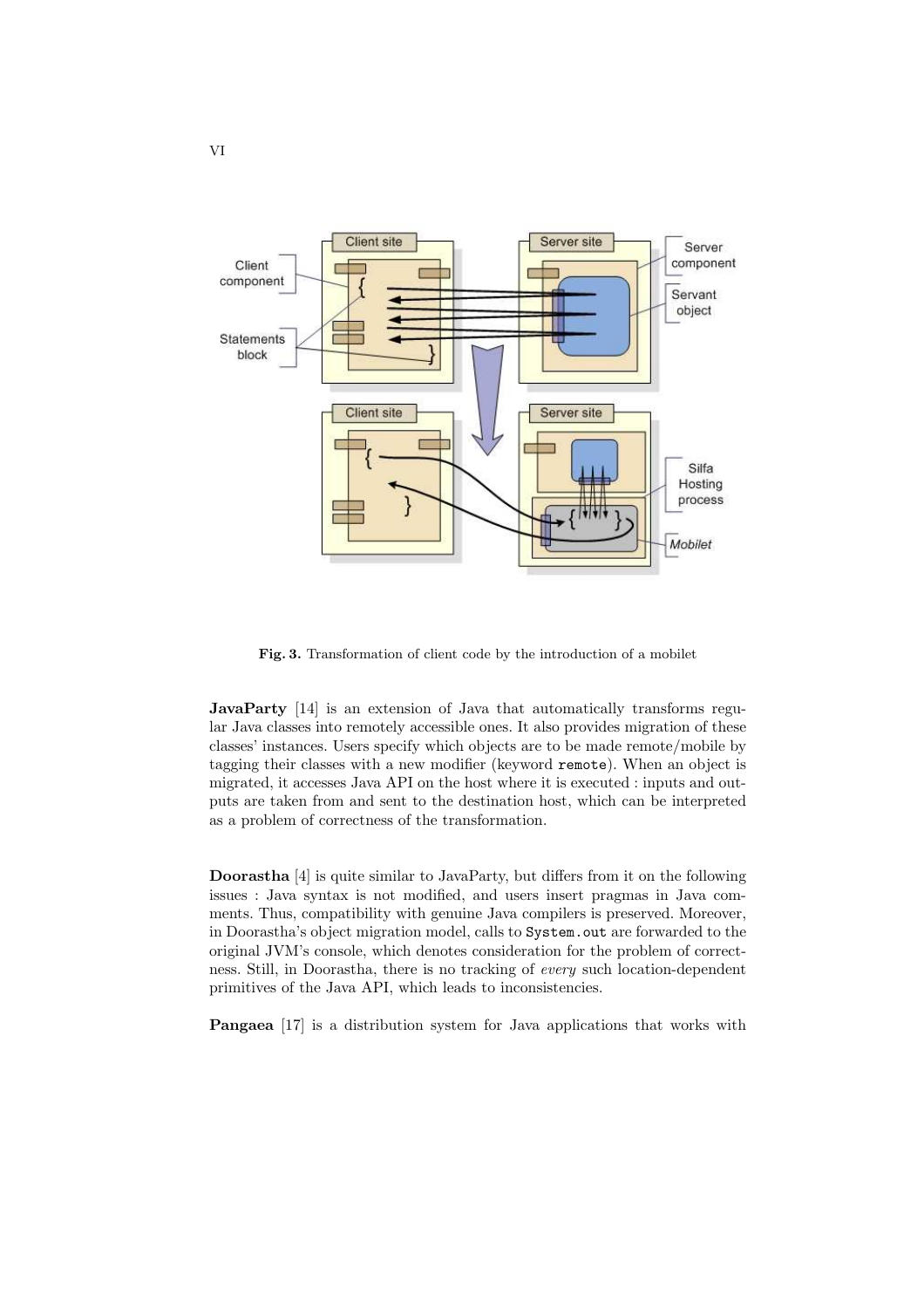Fig. 3. Transformation of client code by the introduction of a mobilet

**JavaParty** [14] is an extension of Java that automatically transforms regular Java classes into remotely accessible ones. It also provides migration of these classes' instances. Users specify which objects are to be made remote/mobile by tagging their classes with a new modifier (keyword `remote`). When an object is migrated, it accesses Java API on the host where it is executed : inputs and outputs are taken from and sent to the destination host, which can be interpreted as a problem of correctness of the transformation.

**Doorastha** [4] is quite similar to JavaParty, but differs from it on the following issues : Java syntax is not modified, and users insert pragmas in Java comments. Thus, compatibility with genuine Java compilers is preserved. Moreover, in Doorastha's object migration model, calls to `System.out` are forwarded to the original JVM's console, which denotes consideration for the problem of correctness. Still, in Doorastha, there is no tracking of *every* such location-dependent primitives of the Java API, which leads to inconsistencies.

**Pangaea** [17] is a distribution system for Java applications that works with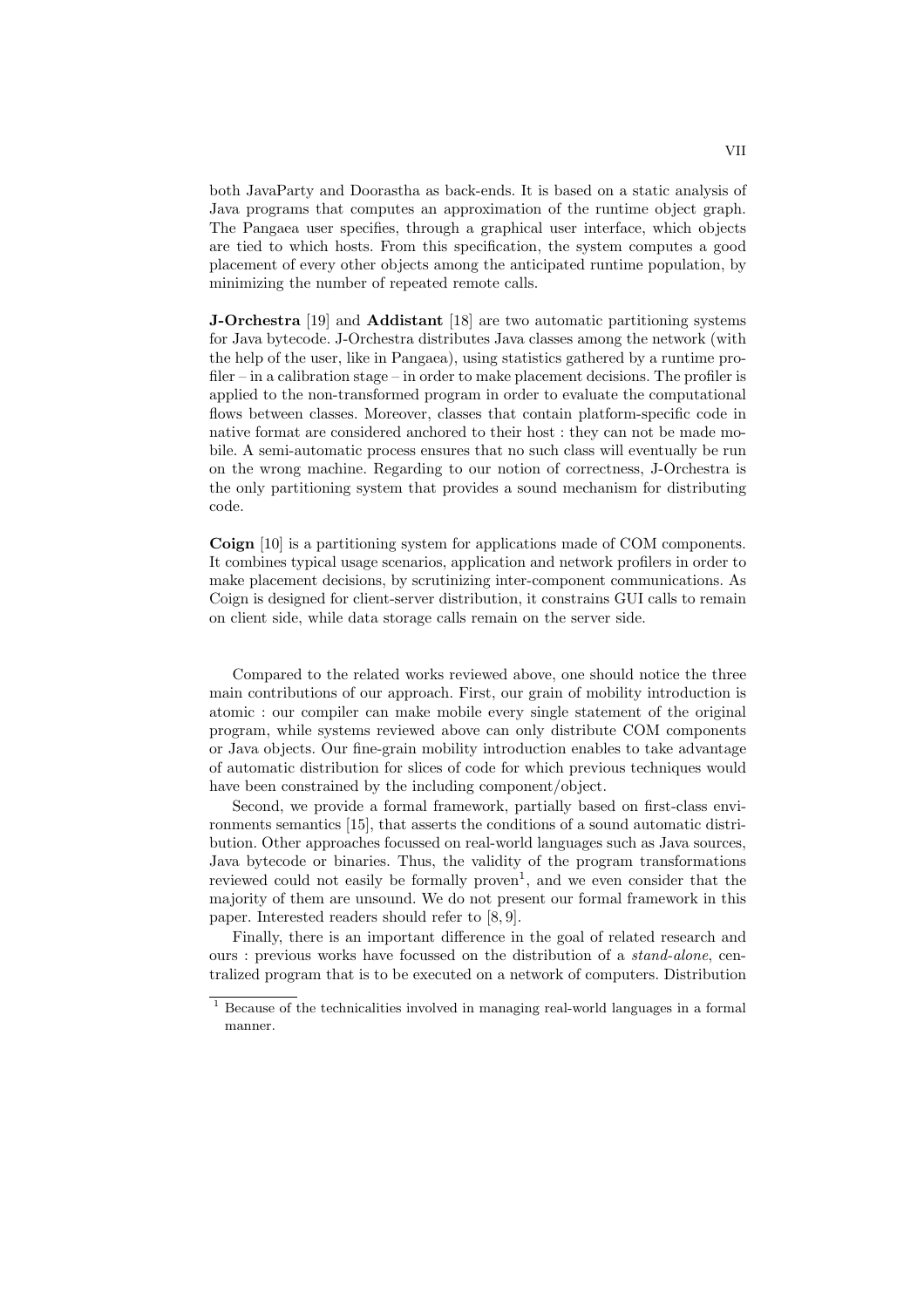both JavaParty and Doorastha as back-ends. It is based on a static analysis of Java programs that computes an approximation of the runtime object graph. The Pangaea user specifies, through a graphical user interface, which objects are tied to which hosts. From this specification, the system computes a good placement of every other objects among the anticipated runtime population, by minimizing the number of repeated remote calls.

**J-Orchestra** [19] and **Addistant** [18] are two automatic partitioning systems for Java bytecode. J-Orchestra distributes Java classes among the network (with the help of the user, like in Pangaea), using statistics gathered by a runtime profiler – in a calibration stage – in order to make placement decisions. The profiler is applied to the non-transformed program in order to evaluate the computational flows between classes. Moreover, classes that contain platform-specific code in native format are considered anchored to their host : they can not be made mobile. A semi-automatic process ensures that no such class will eventually be run on the wrong machine. Regarding to our notion of correctness, J-Orchestra is the only partitioning system that provides a sound mechanism for distributing code.

**Coign** [10] is a partitioning system for applications made of COM components. It combines typical usage scenarios, application and network profilers in order to make placement decisions, by scrutinizing inter-component communications. As Coign is designed for client-server distribution, it constrains GUI calls to remain on client side, while data storage calls remain on the server side.

Compared to the related works reviewed above, one should notice the three main contributions of our approach. First, our grain of mobility introduction is atomic : our compiler can make mobile every single statement of the original program, while systems reviewed above can only distribute COM components or Java objects. Our fine-grain mobility introduction enables to take advantage of automatic distribution for slices of code for which previous techniques would have been constrained by the including component/object.

Second, we provide a formal framework, partially based on first-class environments semantics [15], that asserts the conditions of a sound automatic distribution. Other approaches focussed on real-world languages such as Java sources, Java bytecode or binaries. Thus, the validity of the program transformations reviewed could not easily be formally proven[1], and we even consider that the majority of them are unsound. We do not present our formal framework in this paper. Interested readers should refer to [8, 9].

Finally, there is an important difference in the goal of related research and ours : previous works have focussed on the distribution of a *stand-alone*, centralized program that is to be executed on a network of computers. Distribution

[1] Because of the technicalities involved in managing real-world languages in a formal manner.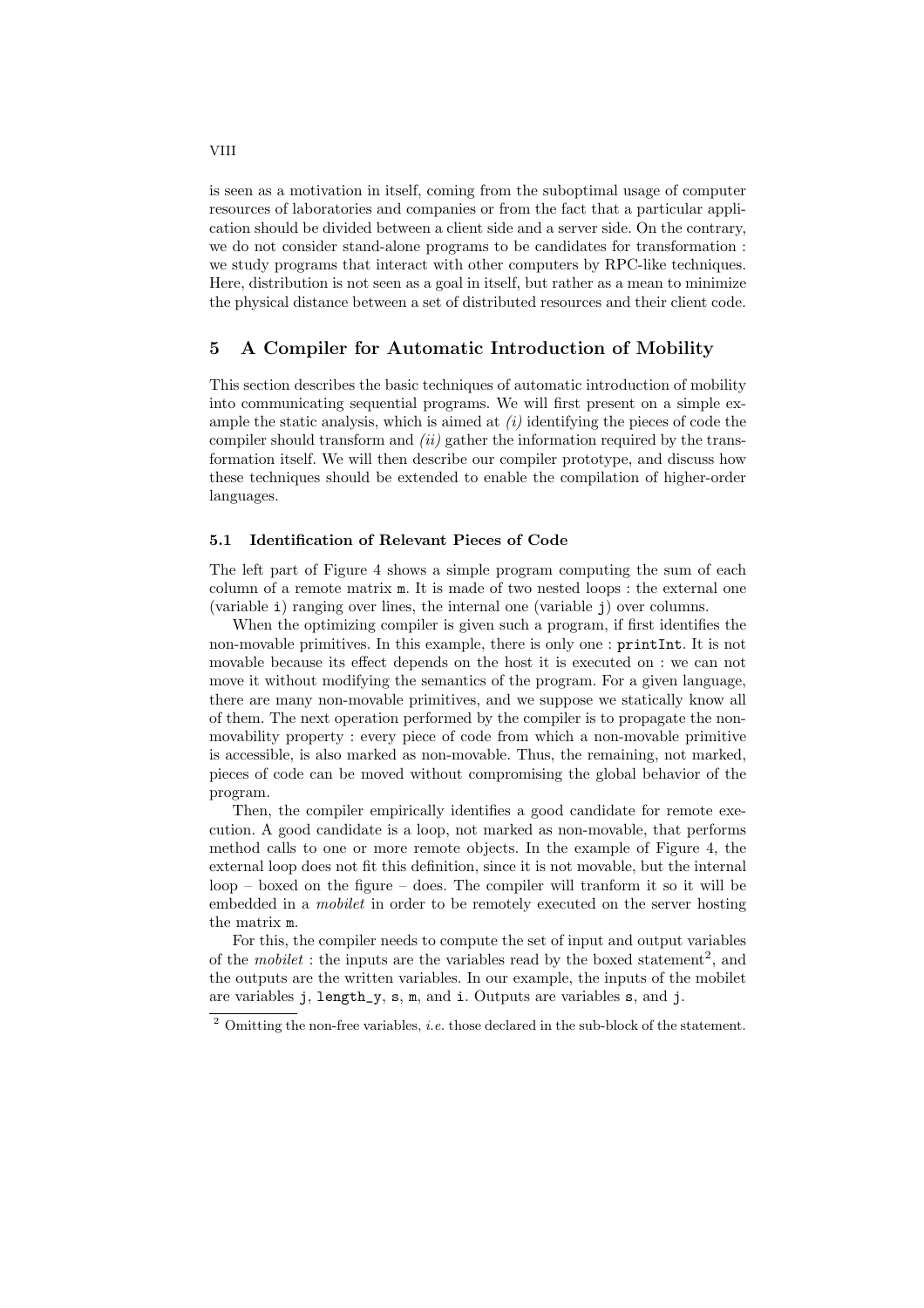is seen as a motivation in itself, coming from the suboptimal usage of computer resources of laboratories and companies or from the fact that a particular application should be divided between a client side and a server side. On the contrary, we do not consider stand-alone programs to be candidates for transformation : we study programs that interact with other computers by RPC-like techniques. Here, distribution is not seen as a goal in itself, but rather as a mean to minimize the physical distance between a set of distributed resources and their client code.

## 5 A Compiler for Automatic Introduction of Mobility

This section describes the basic techniques of automatic introduction of mobility into communicating sequential programs. We will first present on a simple example the static analysis, which is aimed at *(i)* identifying the pieces of code the compiler should transform and *(ii)* gather the information required by the transformation itself. We will then describe our compiler prototype, and discuss how these techniques should be extended to enable the compilation of higher-order languages.

### 5.1 Identification of Relevant Pieces of Code

The left part of Figure 4 shows a simple program computing the sum of each column of a remote matrix `m`. It is made of two nested loops : the external one (variable `i`) ranging over lines, the internal one (variable `j`) over columns.

When the optimizing compiler is given such a program, if first identifies the non-movable primitives. In this example, there is only one : `printInt`. It is not movable because its effect depends on the host it is executed on : we can not move it without modifying the semantics of the program. For a given language, there are many non-movable primitives, and we suppose we statically know all of them. The next operation performed by the compiler is to propagate the non-movability property : every piece of code from which a non-movable primitive is accessible, is also marked as non-movable. Thus, the remaining, not marked, pieces of code can be moved without compromising the global behavior of the program.

Then, the compiler empirically identifies a good candidate for remote execution. A good candidate is a loop, not marked as non-movable, that performs method calls to one or more remote objects. In the example of Figure 4, the external loop does not fit this definition, since it is not movable, but the internal loop – boxed on the figure – does. The compiler will tranform it so it will be embedded in a *mobilet* in order to be remotely executed on the server hosting the matrix `m`.

For this, the compiler needs to compute the set of input and output variables of the *mobilet* : the inputs are the variables read by the boxed statement[2], and the outputs are the written variables. In our example, the inputs of the mobilet are variables `j`, `length_y`, `s`, `m`, and `i`. Outputs are variables `s`, and `j`.

[2] Omitting the non-free variables, *i.e.* those declared in the sub-block of the statement.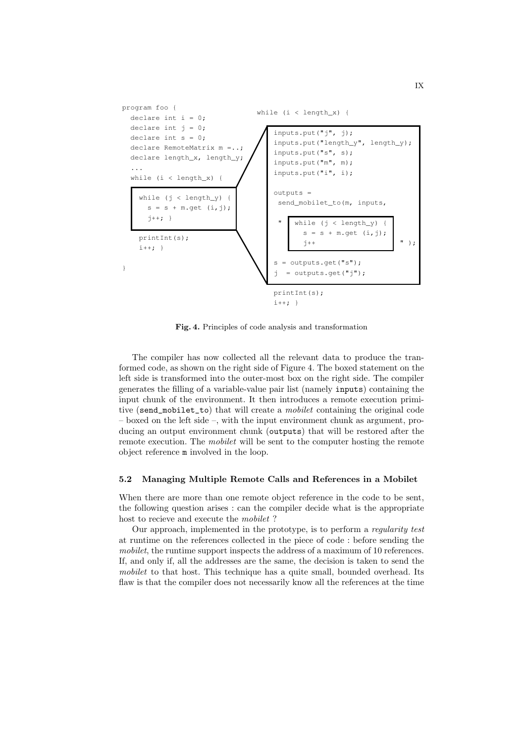```
program foo {
  declare int i = 0;
  declare int j = 0;
  declare int s = 0;
  declare RemoteMatrix m =..;
  declare length_x, length_y;
  ...
  while (i < length_x) {

    while (j < length_y) {
      s = s + m.get (i,j);
      j++; }

    printInt(s);
    i++; }

}
```

```
while (i < length_x) {

  inputs.put("j", j);
  inputs.put("length_y", length_y);
  inputs.put("s", s);
  inputs.put("m", m);
  inputs.put("i", i);

  outputs =
   send_mobilet_to(m, inputs,

   "  while (j < length_y) {
        s = s + m.get (i,j);
        j++                          " );

  s = outputs.get("s");
  j  = outputs.get("j");

  printInt(s);
  i++; }
```

**Fig. 4.** Principles of code analysis and transformation

The compiler has now collected all the relevant data to produce the tranformed code, as shown on the right side of Figure 4. The boxed statement on the left side is transformed into the outer-most box on the right side. The compiler generates the filling of a variable-value pair list (namely `inputs`) containing the input chunk of the environment. It then introduces a remote execution primitive (`send_mobilet_to`) that will create a *mobilet* containing the original code – boxed on the left side –, with the input environment chunk as argument, producing an output environment chunk (`outputs`) that will be restored after the remote execution. The *mobilet* will be sent to the computer hosting the remote object reference `m` involved in the loop.

### 5.2 Managing Multiple Remote Calls and References in a Mobilet

When there are more than one remote object reference in the code to be sent, the following question arises : can the compiler decide what is the appropriate host to recieve and execute the *mobilet* ?

Our approach, implemented in the prototype, is to perform a *regularity test* at runtime on the references collected in the piece of code : before sending the *mobilet*, the runtime support inspects the address of a maximum of 10 references. If, and only if, all the addresses are the same, the decision is taken to send the *mobilet* to that host. This technique has a quite small, bounded overhead. Its flaw is that the compiler does not necessarily know all the references at the time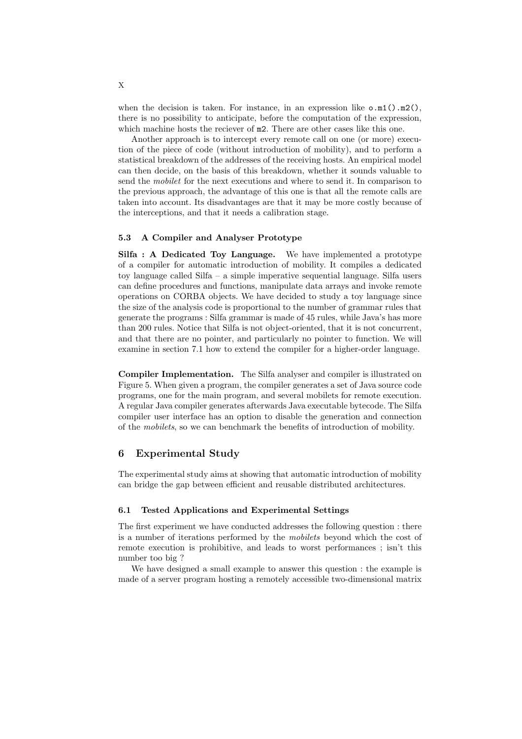when the decision is taken. For instance, in an expression like `o.m1().m2()`, there is no possibility to anticipate, before the computation of the expression, which machine hosts the reciever of `m2`. There are other cases like this one.

Another approach is to intercept every remote call on one (or more) execution of the piece of code (without introduction of mobility), and to perform a statistical breakdown of the addresses of the receiving hosts. An empirical model can then decide, on the basis of this breakdown, whether it sounds valuable to send the *mobilet* for the next executions and where to send it. In comparison to the previous approach, the advantage of this one is that all the remote calls are taken into account. Its disadvantages are that it may be more costly because of the interceptions, and that it needs a calibration stage.

### 5.3 A Compiler and Analyser Prototype

**Silfa : A Dedicated Toy Language.** We have implemented a prototype of a compiler for automatic introduction of mobility. It compiles a dedicated toy language called Silfa – a simple imperative sequential language. Silfa users can define procedures and functions, manipulate data arrays and invoke remote operations on CORBA objects. We have decided to study a toy language since the size of the analysis code is proportional to the number of grammar rules that generate the programs : Silfa grammar is made of 45 rules, while Java's has more than 200 rules. Notice that Silfa is not object-oriented, that it is not concurrent, and that there are no pointer, and particularly no pointer to function. We will examine in section 7.1 how to extend the compiler for a higher-order language.

**Compiler Implementation.** The Silfa analyser and compiler is illustrated on Figure 5. When given a program, the compiler generates a set of Java source code programs, one for the main program, and several mobilets for remote execution. A regular Java compiler generates afterwards Java executable bytecode. The Silfa compiler user interface has an option to disable the generation and connection of the *mobilets*, so we can benchmark the benefits of introduction of mobility.

## 6 Experimental Study

The experimental study aims at showing that automatic introduction of mobility can bridge the gap between efficient and reusable distributed architectures.

### 6.1 Tested Applications and Experimental Settings

The first experiment we have conducted addresses the following question : there is a number of iterations performed by the *mobilets* beyond which the cost of remote execution is prohibitive, and leads to worst performances ; isn't this number too big ?

We have designed a small example to answer this question : the example is made of a server program hosting a remotely accessible two-dimensional matrix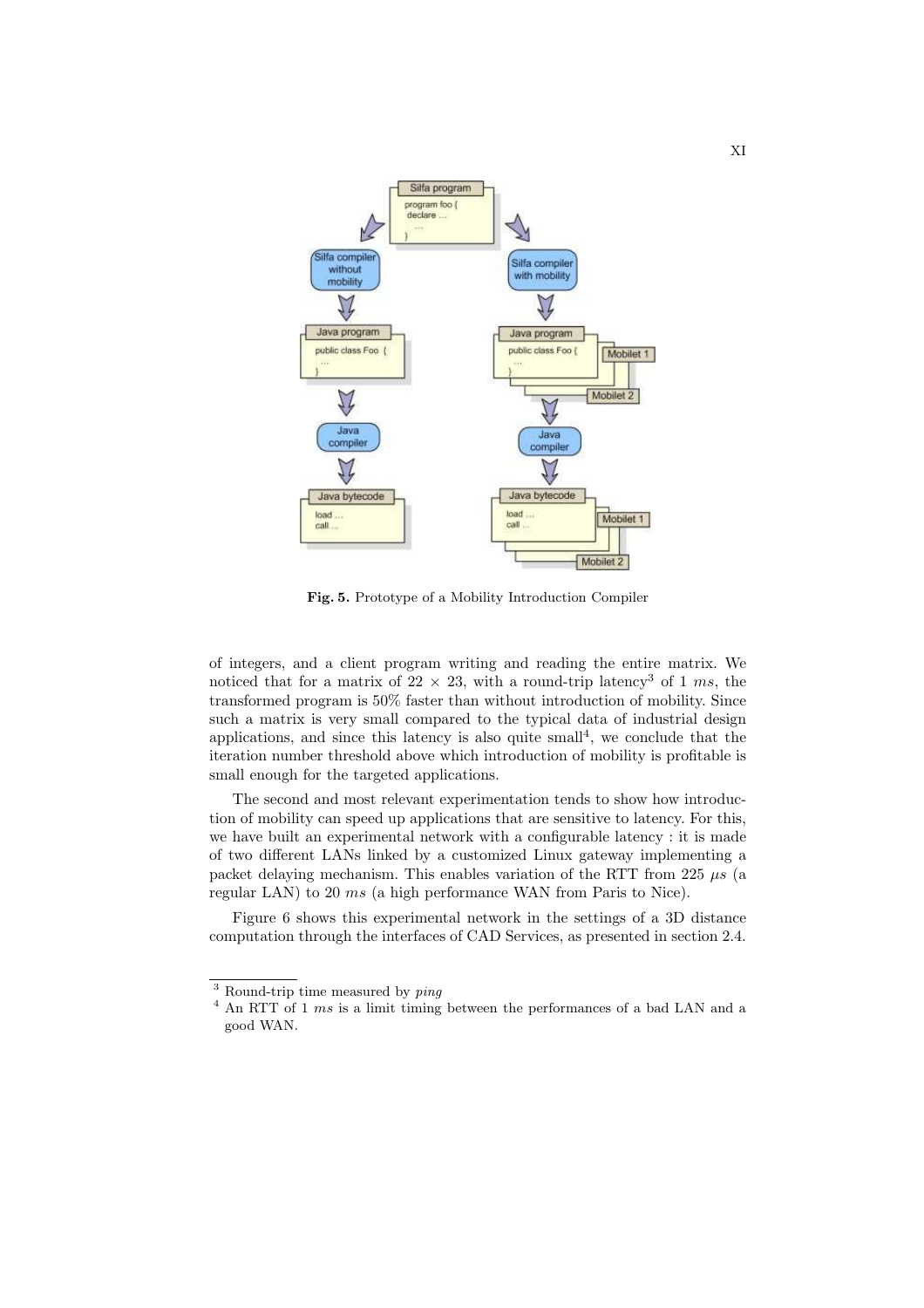**Fig. 5.** Prototype of a Mobility Introduction Compiler

of integers, and a client program writing and reading the entire matrix. We noticed that for a matrix of 22 × 23, with a round-trip latency[3] of 1 *ms*, the transformed program is 50% faster than without introduction of mobility. Since such a matrix is very small compared to the typical data of industrial design applications, and since this latency is also quite small[4], we conclude that the iteration number threshold above which introduction of mobility is profitable is small enough for the targeted applications.

The second and most relevant experimentation tends to show how introduction of mobility can speed up applications that are sensitive to latency. For this, we have built an experimental network with a configurable latency : it is made of two different LANs linked by a customized Linux gateway implementing a packet delaying mechanism. This enables variation of the RTT from 225 $\mu s$ (a regular LAN) to 20 *ms* (a high performance WAN from Paris to Nice).

Figure 6 shows this experimental network in the settings of a 3D distance computation through the interfaces of CAD Services, as presented in section 2.4.

[3] Round-trip time measured by *ping*

[4] An RTT of 1 *ms* is a limit timing between the performances of a bad LAN and a good WAN.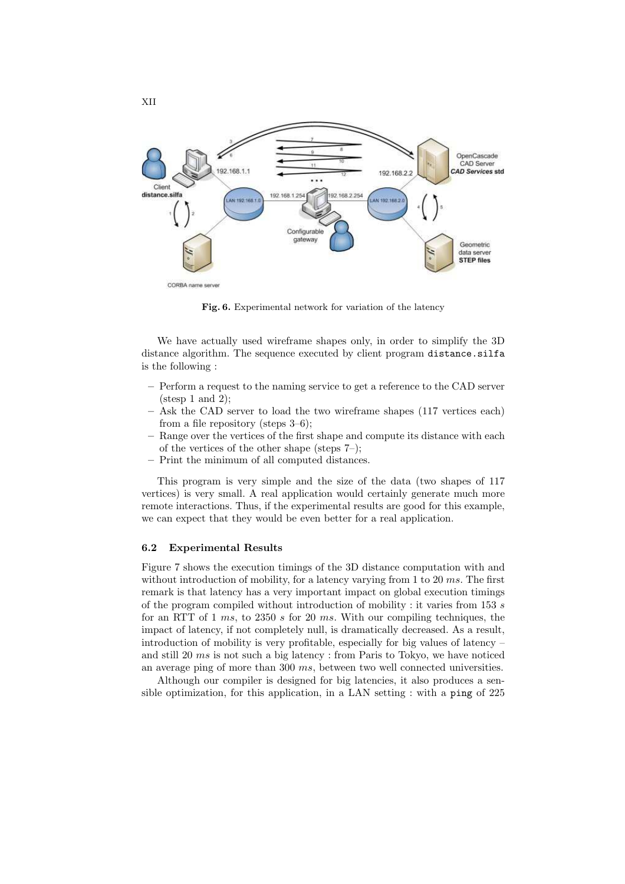Fig. 6. Experimental network for variation of the latency

We have actually used wireframe shapes only, in order to simplify the 3D distance algorithm. The sequence executed by client program `distance.silfa` is the following :

- Perform a request to the naming service to get a reference to the CAD server (stesp 1 and 2);
- Ask the CAD server to load the two wireframe shapes (117 vertices each) from a file repository (steps 3–6);
- Range over the vertices of the first shape and compute its distance with each of the vertices of the other shape (steps 7–);
- Print the minimum of all computed distances.

This program is very simple and the size of the data (two shapes of 117 vertices) is very small. A real application would certainly generate much more remote interactions. Thus, if the experimental results are good for this example, we can expect that they would be even better for a real application.

### 6.2 Experimental Results

Figure 7 shows the execution timings of the 3D distance computation with and without introduction of mobility, for a latency varying from 1 to 20 $ms$. The first remark is that latency has a very important impact on global execution timings of the program compiled without introduction of mobility : it varies from 153 $s$ for an RTT of 1 $ms$, to 2350 $s$ for 20 $ms$. With our compiling techniques, the impact of latency, if not completely null, is dramatically decreased. As a result, introduction of mobility is very profitable, especially for big values of latency – and still 20 $ms$ is not such a big latency : from Paris to Tokyo, we have noticed an average ping of more than 300 $ms$, between two well connected universities.

Although our compiler is designed for big latencies, it also produces a sensible optimization, for this application, in a LAN setting : with a `ping` of 225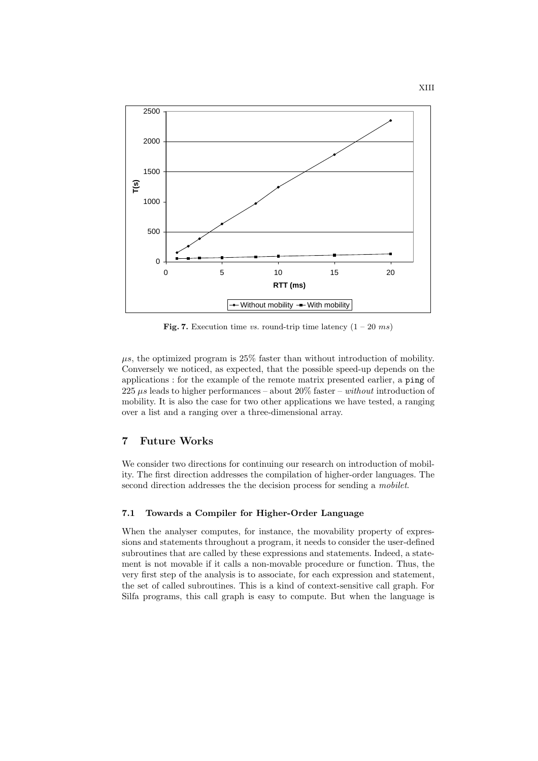**Fig. 7.** Execution time *vs.* round-trip time latency (1 – 20 *ms*)

$\mu s$, the optimized program is 25% faster than without introduction of mobility. Conversely we noticed, as expected, that the possible speed-up depends on the applications : for the example of the remote matrix presented earlier, a `ping` of 225 $\mu s$ leads to higher performances – about 20% faster – *without* introduction of mobility. It is also the case for two other applications we have tested, a ranging over a list and a ranging over a three-dimensional array.

## 7 Future Works

We consider two directions for continuing our research on introduction of mobility. The first direction addresses the compilation of higher-order languages. The second direction addresses the the decision process for sending a *mobilet*.

### 7.1 Towards a Compiler for Higher-Order Language

When the analyser computes, for instance, the movability property of expressions and statements throughout a program, it needs to consider the user-defined subroutines that are called by these expressions and statements. Indeed, a statement is not movable if it calls a non-movable procedure or function. Thus, the very first step of the analysis is to associate, for each expression and statement, the set of called subroutines. This is a kind of context-sensitive call graph. For Silfa programs, this call graph is easy to compute. But when the language is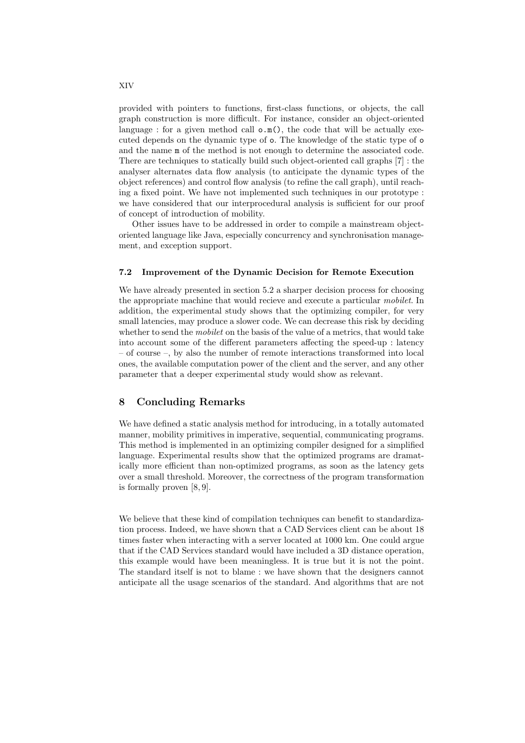provided with pointers to functions, first-class functions, or objects, the call graph construction is more difficult. For instance, consider an object-oriented language : for a given method call `o.m()`, the code that will be actually executed depends on the dynamic type of `o`. The knowledge of the static type of `o` and the name `m` of the method is not enough to determine the associated code. There are techniques to statically build such object-oriented call graphs [7] : the analyser alternates data flow analysis (to anticipate the dynamic types of the object references) and control flow analysis (to refine the call graph), until reaching a fixed point. We have not implemented such techniques in our prototype : we have considered that our interprocedural analysis is sufficient for our proof of concept of introduction of mobility.

Other issues have to be addressed in order to compile a mainstream object-oriented language like Java, especially concurrency and synchronisation management, and exception support.

### 7.2 Improvement of the Dynamic Decision for Remote Execution

We have already presented in section 5.2 a sharper decision process for choosing the appropriate machine that would recieve and execute a particular *mobilet*. In addition, the experimental study shows that the optimizing compiler, for very small latencies, may produce a slower code. We can decrease this risk by deciding whether to send the *mobilet* on the basis of the value of a metrics, that would take into account some of the different parameters affecting the speed-up : latency – of course –, by also the number of remote interactions transformed into local ones, the available computation power of the client and the server, and any other parameter that a deeper experimental study would show as relevant.

## 8 Concluding Remarks

We have defined a static analysis method for introducing, in a totally automated manner, mobility primitives in imperative, sequential, communicating programs. This method is implemented in an optimizing compiler designed for a simplified language. Experimental results show that the optimized programs are dramatically more efficient than non-optimized programs, as soon as the latency gets over a small threshold. Moreover, the correctness of the program transformation is formally proven [8, 9].

We believe that these kind of compilation techniques can benefit to standardization process. Indeed, we have shown that a CAD Services client can be about 18 times faster when interacting with a server located at 1000 km. One could argue that if the CAD Services standard would have included a 3D distance operation, this example would have been meaningless. It is true but it is not the point. The standard itself is not to blame : we have shown that the designers cannot anticipate all the usage scenarios of the standard. And algorithms that are not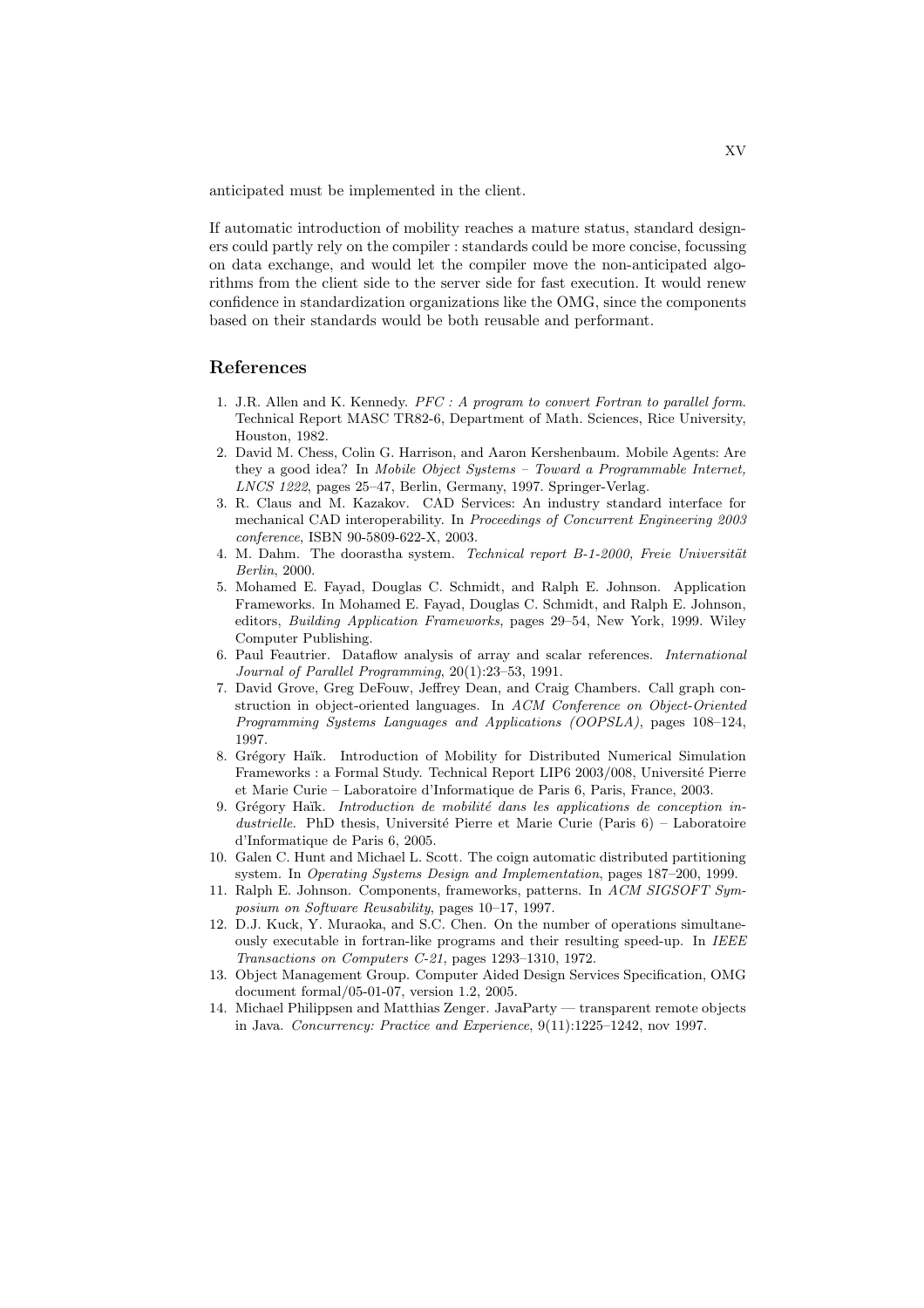anticipated must be implemented in the client.

If automatic introduction of mobility reaches a mature status, standard designers could partly rely on the compiler : standards could be more concise, focussing on data exchange, and would let the compiler move the non-anticipated algorithms from the client side to the server side for fast execution. It would renew confidence in standardization organizations like the OMG, since the components based on their standards would be both reusable and performant.

## References

1. J.R. Allen and K. Kennedy. *PFC : A program to convert Fortran to parallel form*. Technical Report MASC TR82-6, Department of Math. Sciences, Rice University, Houston, 1982.
2. David M. Chess, Colin G. Harrison, and Aaron Kershenbaum. Mobile Agents: Are they a good idea? In *Mobile Object Systems – Toward a Programmable Internet, LNCS 1222*, pages 25–47, Berlin, Germany, 1997. Springer-Verlag.
3. R. Claus and M. Kazakov. CAD Services: An industry standard interface for mechanical CAD interoperability. In *Proceedings of Concurrent Engineering 2003 conference*, ISBN 90-5809-622-X, 2003.
4. M. Dahm. The doorastha system. *Technical report B-1-2000, Freie Universität Berlin*, 2000.
5. Mohamed E. Fayad, Douglas C. Schmidt, and Ralph E. Johnson. Application Frameworks. In Mohamed E. Fayad, Douglas C. Schmidt, and Ralph E. Johnson, editors, *Building Application Frameworks*, pages 29–54, New York, 1999. Wiley Computer Publishing.
6. Paul Feautrier. Dataflow analysis of array and scalar references. *International Journal of Parallel Programming*, 20(1):23–53, 1991.
7. David Grove, Greg DeFouw, Jeffrey Dean, and Craig Chambers. Call graph construction in object-oriented languages. In *ACM Conference on Object-Oriented Programming Systems Languages and Applications (OOPSLA)*, pages 108–124, 1997.
8. Grégory Haïk. Introduction of Mobility for Distributed Numerical Simulation Frameworks : a Formal Study. Technical Report LIP6 2003/008, Université Pierre et Marie Curie – Laboratoire d'Informatique de Paris 6, Paris, France, 2003.
9. Grégory Haïk. *Introduction de mobilité dans les applications de conception industrielle*. PhD thesis, Université Pierre et Marie Curie (Paris 6) – Laboratoire d'Informatique de Paris 6, 2005.
10. Galen C. Hunt and Michael L. Scott. The coign automatic distributed partitioning system. In *Operating Systems Design and Implementation*, pages 187–200, 1999.
11. Ralph E. Johnson. Components, frameworks, patterns. In *ACM SIGSOFT Symposium on Software Reusability*, pages 10–17, 1997.
12. D.J. Kuck, Y. Muraoka, and S.C. Chen. On the number of operations simultaneously executable in fortran-like programs and their resulting speed-up. In *IEEE Transactions on Computers C-21*, pages 1293–1310, 1972.
13. Object Management Group. Computer Aided Design Services Specification, OMG document formal/05-01-07, version 1.2, 2005.
14. Michael Philippsen and Matthias Zenger. JavaParty — transparent remote objects in Java. *Concurrency: Practice and Experience*, 9(11):1225–1242, nov 1997.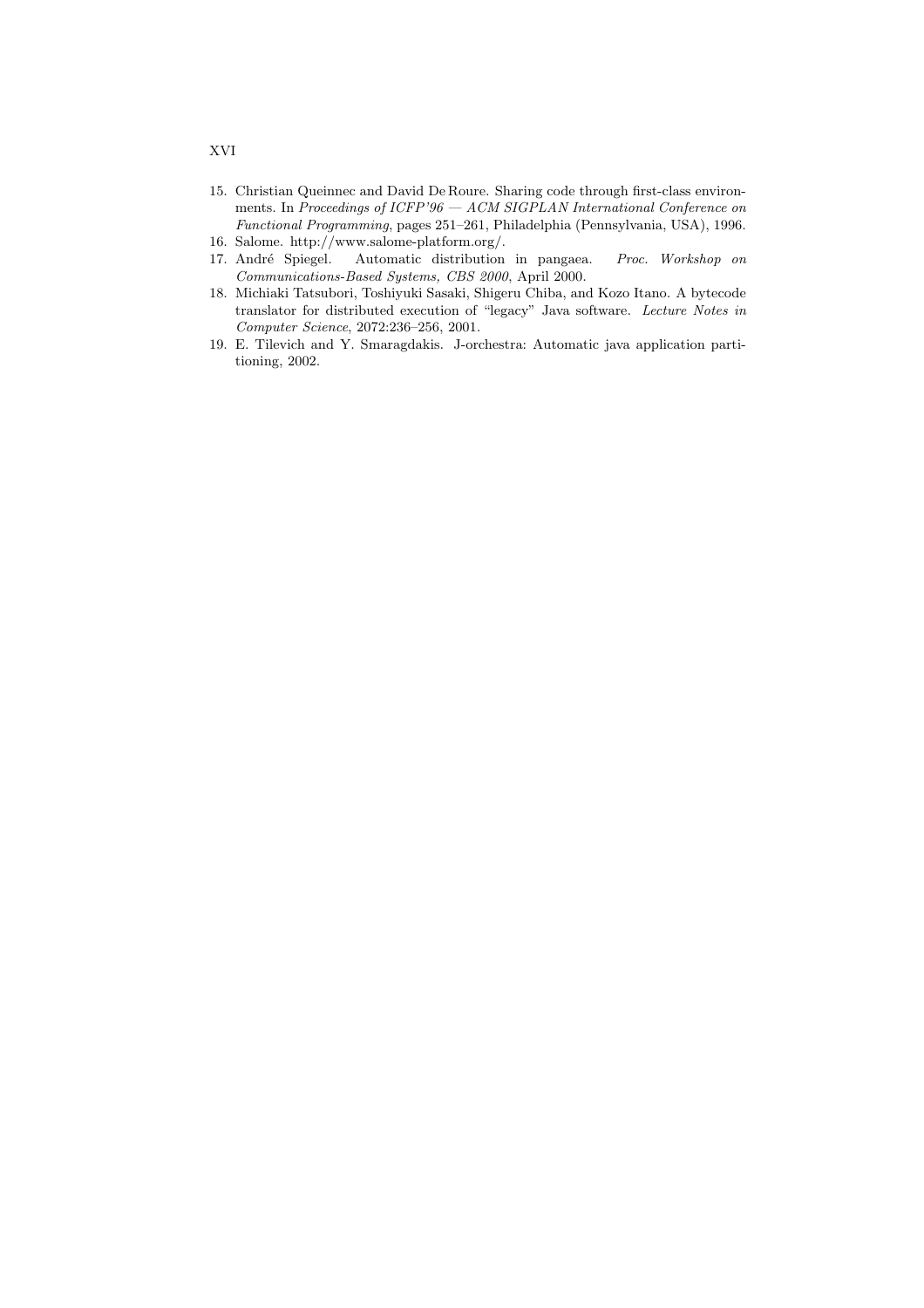15. Christian Queinnec and David De Roure. Sharing code through first-class environments. In *Proceedings of ICFP'96 — ACM SIGPLAN International Conference on Functional Programming*, pages 251–261, Philadelphia (Pennsylvania, USA), 1996.
16. Salome. http://www.salome-platform.org/.
17. André Spiegel. Automatic distribution in pangaea. *Proc. Workshop on Communications-Based Systems, CBS 2000*, April 2000.
18. Michiaki Tatsubori, Toshiyuki Sasaki, Shigeru Chiba, and Kozo Itano. A bytecode translator for distributed execution of "legacy" Java software. *Lecture Notes in Computer Science*, 2072:236–256, 2001.
19. E. Tilevich and Y. Smaragdakis. J-orchestra: Automatic java application partitioning, 2002.